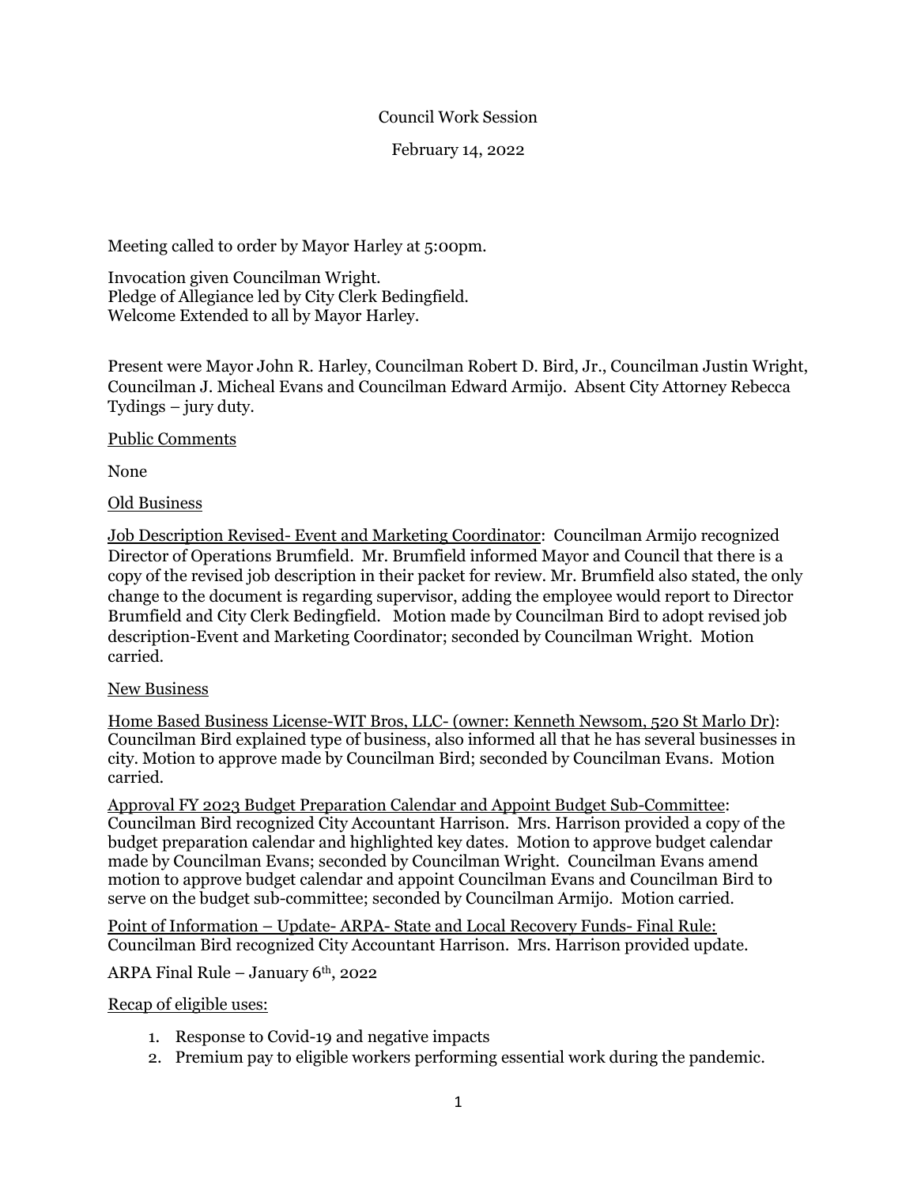Council Work Session

February 14, 2022

Meeting called to order by Mayor Harley at 5:00pm.

Invocation given Councilman Wright.
Pledge of Allegiance led by City Clerk Bedingfield.
Welcome Extended to all by Mayor Harley.

Present were Mayor John R. Harley, Councilman Robert D. Bird, Jr., Councilman Justin Wright, Councilman J. Micheal Evans and Councilman Edward Armijo. Absent City Attorney Rebecca Tydings – jury duty.

Public Comments

None

Old Business

Job Description Revised- Event and Marketing Coordinator: Councilman Armijo recognized Director of Operations Brumfield. Mr. Brumfield informed Mayor and Council that there is a copy of the revised job description in their packet for review. Mr. Brumfield also stated, the only change to the document is regarding supervisor, adding the employee would report to Director Brumfield and City Clerk Bedingfield. Motion made by Councilman Bird to adopt revised job description-Event and Marketing Coordinator; seconded by Councilman Wright. Motion carried.

New Business

Home Based Business License-WIT Bros, LLC- (owner: Kenneth Newsom, 520 St Marlo Dr): Councilman Bird explained type of business, also informed all that he has several businesses in city. Motion to approve made by Councilman Bird; seconded by Councilman Evans. Motion carried.

Approval FY 2023 Budget Preparation Calendar and Appoint Budget Sub-Committee: Councilman Bird recognized City Accountant Harrison. Mrs. Harrison provided a copy of the budget preparation calendar and highlighted key dates. Motion to approve budget calendar made by Councilman Evans; seconded by Councilman Wright. Councilman Evans amend motion to approve budget calendar and appoint Councilman Evans and Councilman Bird to serve on the budget sub-committee; seconded by Councilman Armijo. Motion carried.

Point of Information – Update- ARPA- State and Local Recovery Funds- Final Rule: Councilman Bird recognized City Accountant Harrison. Mrs. Harrison provided update.

ARPA Final Rule – January 6th, 2022

Recap of eligible uses:

1. Response to Covid-19 and negative impacts
2. Premium pay to eligible workers performing essential work during the pandemic.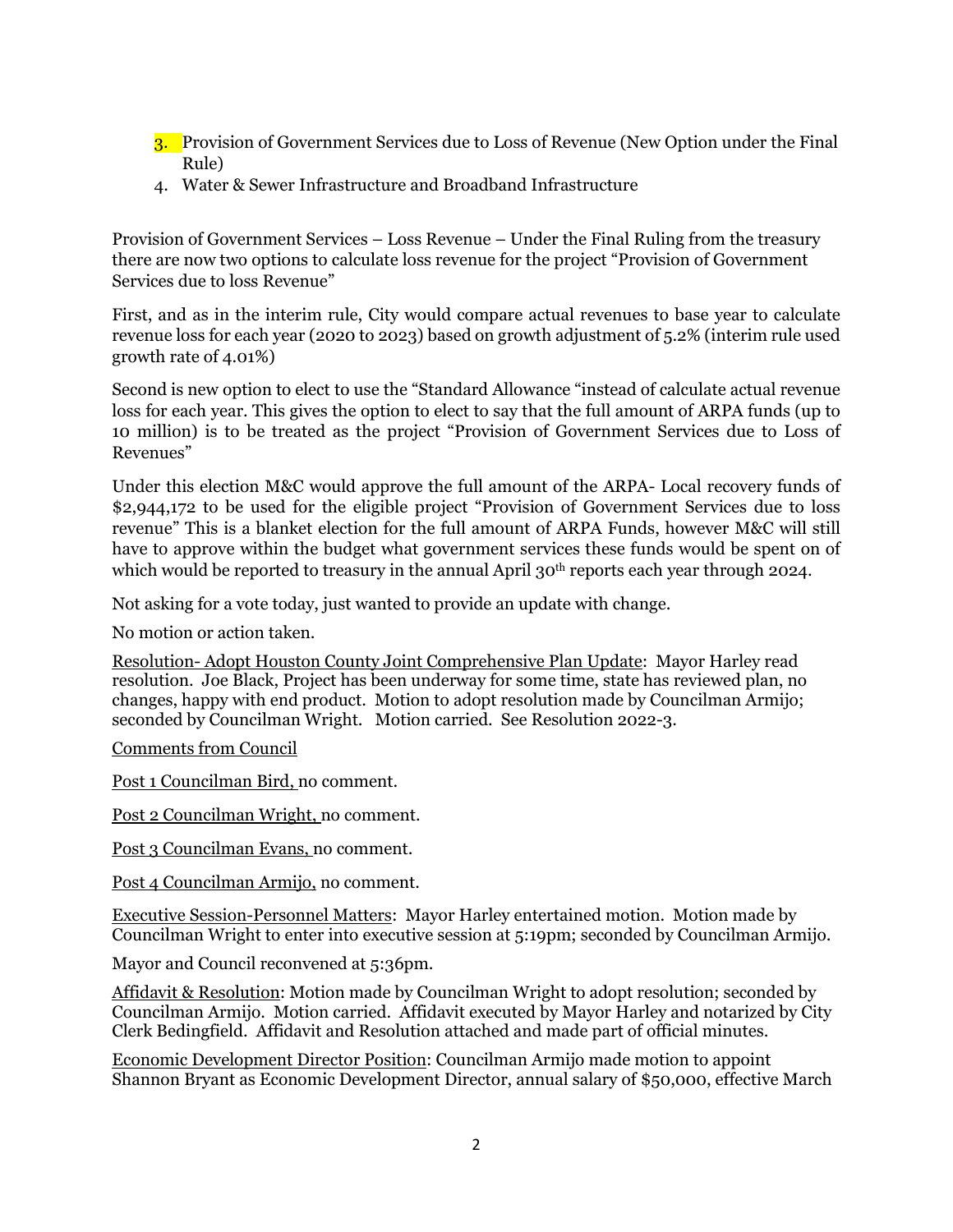3. Provision of Government Services due to Loss of Revenue (New Option under the Final Rule)
4. Water & Sewer Infrastructure and Broadband Infrastructure

Provision of Government Services – Loss Revenue – Under the Final Ruling from the treasury there are now two options to calculate loss revenue for the project "Provision of Government Services due to loss Revenue"

First, and as in the interim rule, City would compare actual revenues to base year to calculate revenue loss for each year (2020 to 2023) based on growth adjustment of 5.2% (interim rule used growth rate of 4.01%)

Second is new option to elect to use the "Standard Allowance "instead of calculate actual revenue loss for each year. This gives the option to elect to say that the full amount of ARPA funds (up to 10 million) is to be treated as the project "Provision of Government Services due to Loss of Revenues"

Under this election M&C would approve the full amount of the ARPA- Local recovery funds of $2,944,172 to be used for the eligible project "Provision of Government Services due to loss revenue" This is a blanket election for the full amount of ARPA Funds, however M&C will still have to approve within the budget what government services these funds would be spent on of which would be reported to treasury in the annual April 30th reports each year through 2024.

Not asking for a vote today, just wanted to provide an update with change.

No motion or action taken.

Resolution- Adopt Houston County Joint Comprehensive Plan Update: Mayor Harley read resolution. Joe Black, Project has been underway for some time, state has reviewed plan, no changes, happy with end product. Motion to adopt resolution made by Councilman Armijo; seconded by Councilman Wright. Motion carried. See Resolution 2022-3.

Comments from Council

Post 1 Councilman Bird, no comment.

Post 2 Councilman Wright, no comment.

Post 3 Councilman Evans, no comment.

Post 4 Councilman Armijo, no comment.

Executive Session-Personnel Matters: Mayor Harley entertained motion. Motion made by Councilman Wright to enter into executive session at 5:19pm; seconded by Councilman Armijo.

Mayor and Council reconvened at 5:36pm.

Affidavit & Resolution: Motion made by Councilman Wright to adopt resolution; seconded by Councilman Armijo. Motion carried. Affidavit executed by Mayor Harley and notarized by City Clerk Bedingfield. Affidavit and Resolution attached and made part of official minutes.

Economic Development Director Position: Councilman Armijo made motion to appoint Shannon Bryant as Economic Development Director, annual salary of $50,000, effective March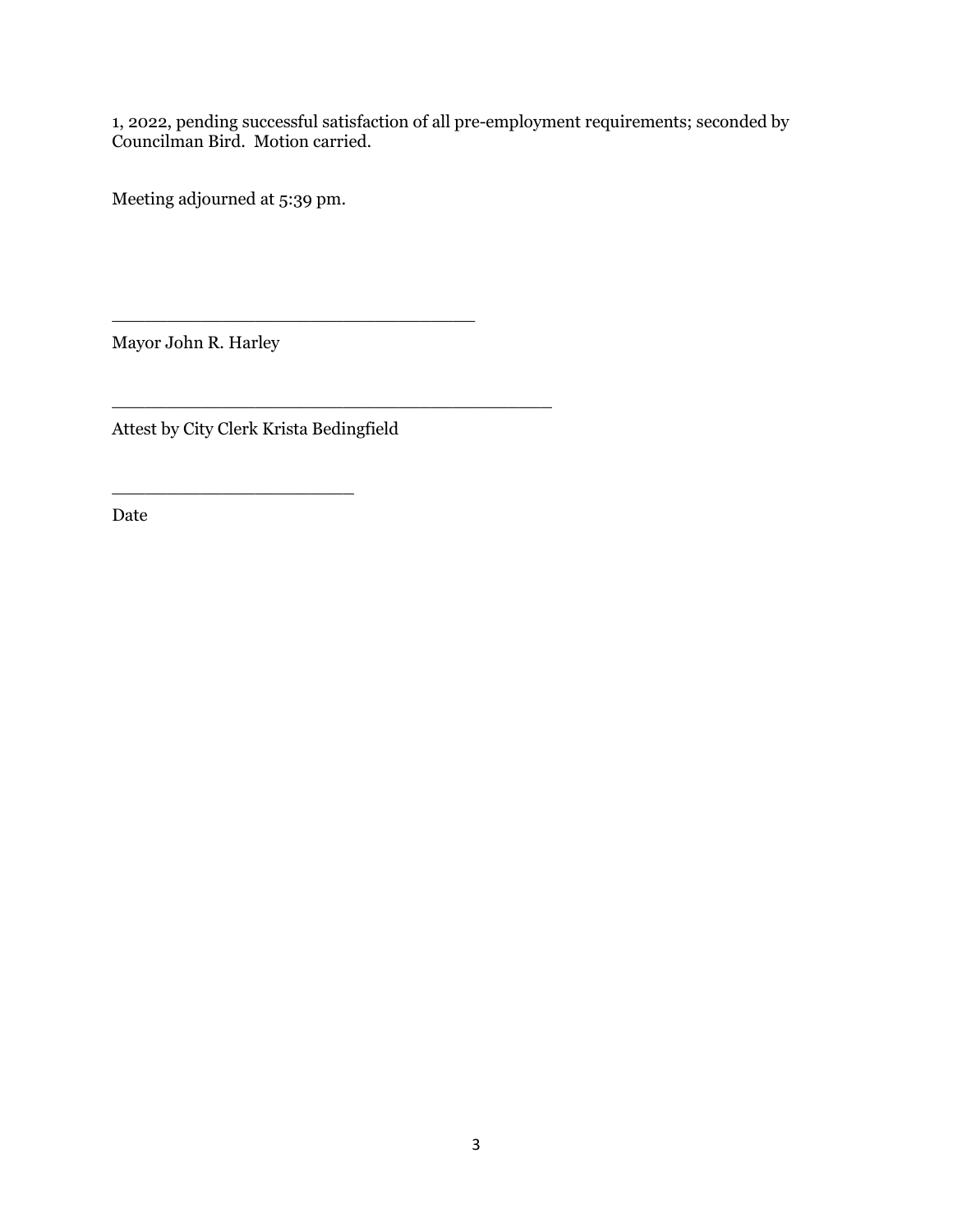1, 2022, pending successful satisfaction of all pre-employment requirements; seconded by Councilman Bird. Motion carried.

Meeting adjourned at 5:39 pm.

\_\_\_\_\_\_\_\_\_\_\_\_\_\_\_\_\_\_\_\_\_\_\_\_\_\_\_\_\_\_\_\_\_

Mayor John R. Harley

\_\_\_\_\_\_\_\_\_\_\_\_\_\_\_\_\_\_\_\_\_\_\_\_\_\_\_\_\_\_\_\_\_\_\_\_\_\_\_\_

Attest by City Clerk Krista Bedingfield

\_\_\_\_\_\_\_\_\_\_\_\_\_\_\_\_\_\_\_\_\_\_

Date